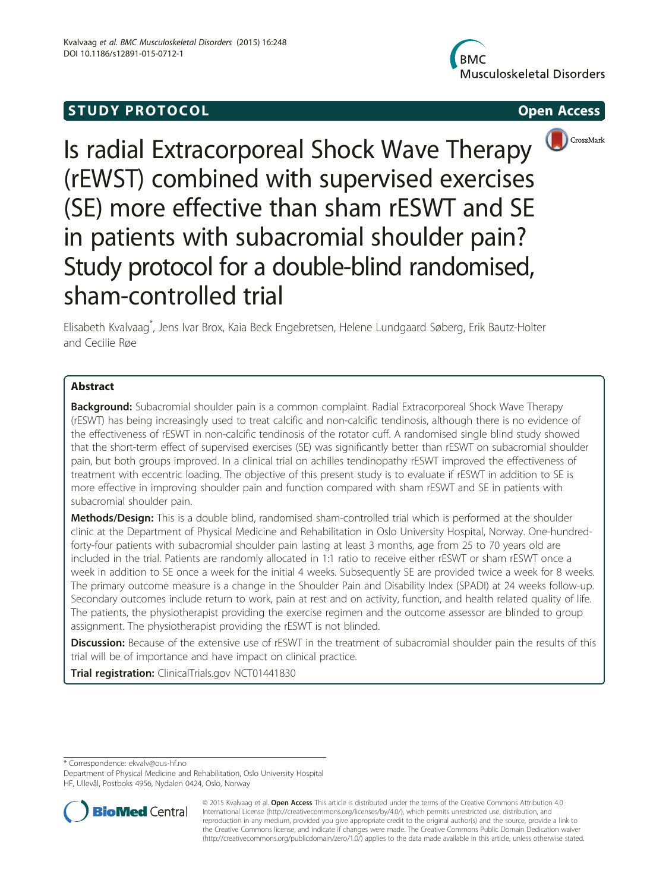STUDY PROTOCOL Open Access

# Is radial Extracorporeal Shock Wave Therapy (rEWST) combined with supervised exercises (SE) more effective than sham rESWT and SE in patients with subacromial shoulder pain? Study protocol for a double-blind randomised, sham-controlled trial

Elisabeth Kvalvaag*, Jens Ivar Brox, Kaia Beck Engebretsen, Helene Lundgaard Søberg, Erik Bautz-Holter and Cecilie Røe

## Abstract

**Background:** Subacromial shoulder pain is a common complaint. Radial Extracorporeal Shock Wave Therapy (rESWT) has being increasingly used to treat calcific and non-calcific tendinosis, although there is no evidence of the effectiveness of rESWT in non-calcific tendinosis of the rotator cuff. A randomised single blind study showed that the short-term effect of supervised exercises (SE) was significantly better than rESWT on subacromial shoulder pain, but both groups improved. In a clinical trial on achilles tendinopathy rESWT improved the effectiveness of treatment with eccentric loading. The objective of this present study is to evaluate if rESWT in addition to SE is more effective in improving shoulder pain and function compared with sham rESWT and SE in patients with subacromial shoulder pain.

**Methods/Design:** This is a double blind, randomised sham-controlled trial which is performed at the shoulder clinic at the Department of Physical Medicine and Rehabilitation in Oslo University Hospital, Norway. One-hundred-forty-four patients with subacromial shoulder pain lasting at least 3 months, age from 25 to 70 years old are included in the trial. Patients are randomly allocated in 1:1 ratio to receive either rESWT or sham rESWT once a week in addition to SE once a week for the initial 4 weeks. Subsequently SE are provided twice a week for 8 weeks. The primary outcome measure is a change in the Shoulder Pain and Disability Index (SPADI) at 24 weeks follow-up. Secondary outcomes include return to work, pain at rest and on activity, function, and health related quality of life. The patients, the physiotherapist providing the exercise regimen and the outcome assessor are blinded to group assignment. The physiotherapist providing the rESWT is not blinded.

**Discussion:** Because of the extensive use of rESWT in the treatment of subacromial shoulder pain the results of this trial will be of importance and have impact on clinical practice.

**Trial registration:** ClinicalTrials.gov NCT01441830

\* Correspondence: ekvalv@ous-hf.no
Department of Physical Medicine and Rehabilitation, Oslo University Hospital HF, Ullevål, Postboks 4956, Nydalen 0424, Oslo, Norway

© 2015 Kvalvaag et al. **Open Access** This article is distributed under the terms of the Creative Commons Attribution 4.0 International License (http://creativecommons.org/licenses/by/4.0/), which permits unrestricted use, distribution, and reproduction in any medium, provided you give appropriate credit to the original author(s) and the source, provide a link to the Creative Commons license, and indicate if changes were made. The Creative Commons Public Domain Dedication waiver (http://creativecommons.org/publicdomain/zero/1.0/) applies to the data made available in this article, unless otherwise stated.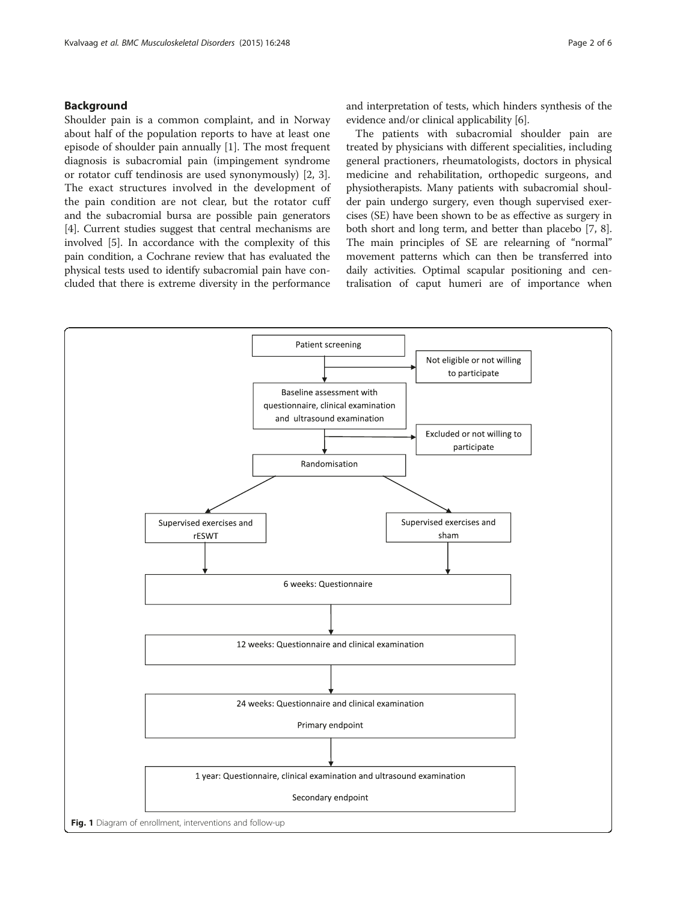## Background

Shoulder pain is a common complaint, and in Norway about half of the population reports to have at least one episode of shoulder pain annually [1]. The most frequent diagnosis is subacromial pain (impingement syndrome or rotator cuff tendinosis are used synonymously) [2, 3]. The exact structures involved in the development of the pain condition are not clear, but the rotator cuff and the subacromial bursa are possible pain generators [4]. Current studies suggest that central mechanisms are involved [5]. In accordance with the complexity of this pain condition, a Cochrane review that has evaluated the physical tests used to identify subacromial pain have concluded that there is extreme diversity in the performance and interpretation of tests, which hinders synthesis of the evidence and/or clinical applicability [6].

The patients with subacromial shoulder pain are treated by physicians with different specialities, including general practioners, rheumatologists, doctors in physical medicine and rehabilitation, orthopedic surgeons, and physiotherapists. Many patients with subacromial shoulder pain undergo surgery, even though supervised exercises (SE) have been shown to be as effective as surgery in both short and long term, and better than placebo [7, 8]. The main principles of SE are relearning of "normal" movement patterns which can then be transferred into daily activities. Optimal scapular positioning and centralisation of caput humeri are of importance when

```
Patient screening
  → Not eligible or not willing to participate
Baseline assessment with questionnaire, clinical examination and ultrasound examination
  → Excluded or not willing to participate
Randomisation
  → Supervised exercises and rESWT
  → Supervised exercises and sham
6 weeks: Questionnaire
12 weeks: Questionnaire and clinical examination
24 weeks: Questionnaire and clinical examination
  Primary endpoint
1 year: Questionnaire, clinical examination and ultrasound examination
  Secondary endpoint
```

**Fig. 1** Diagram of enrollment, interventions and follow-up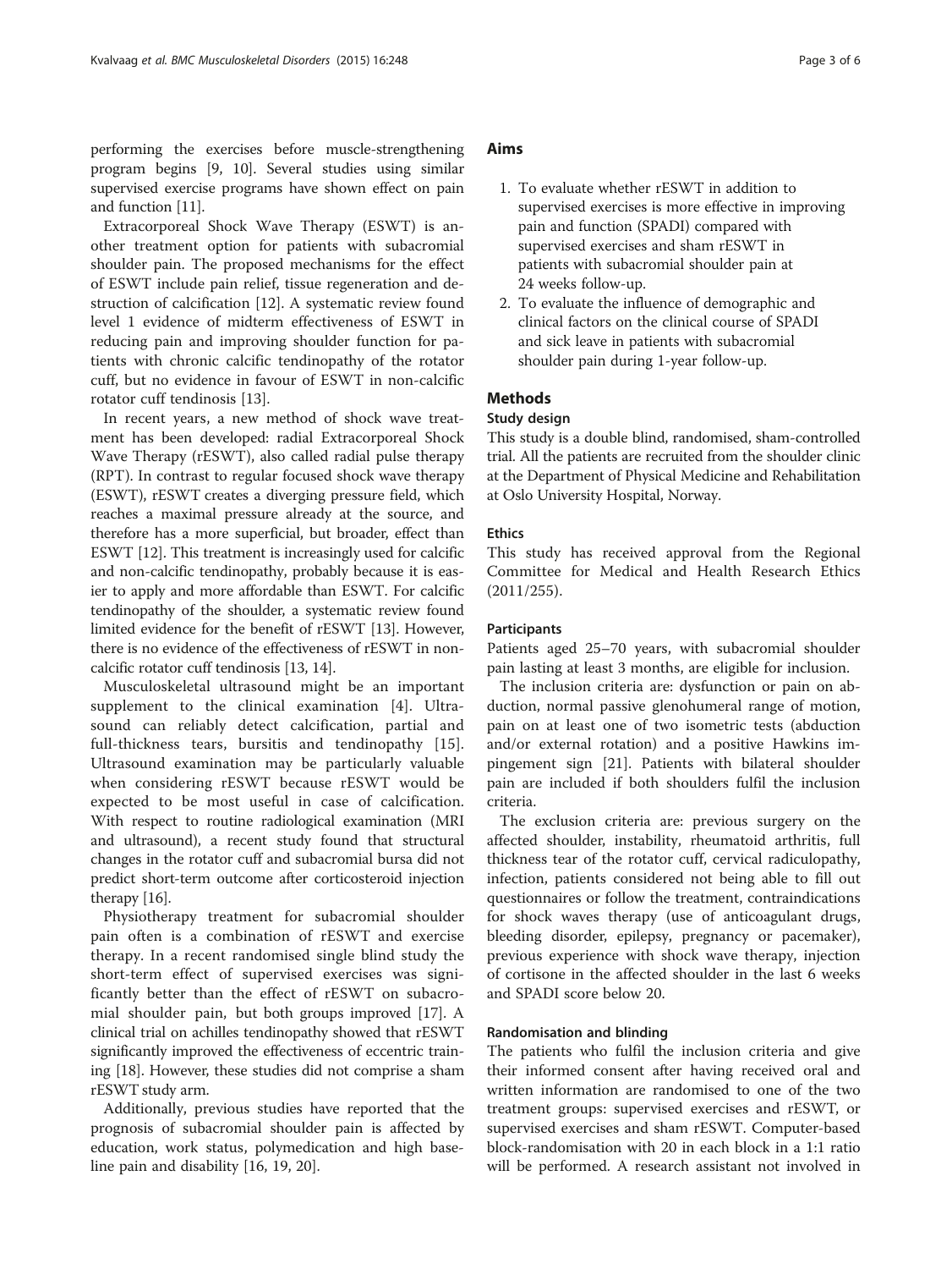performing the exercises before muscle-strengthening program begins [9, 10]. Several studies using similar supervised exercise programs have shown effect on pain and function [11].

Extracorporeal Shock Wave Therapy (ESWT) is another treatment option for patients with subacromial shoulder pain. The proposed mechanisms for the effect of ESWT include pain relief, tissue regeneration and destruction of calcification [12]. A systematic review found level 1 evidence of midterm effectiveness of ESWT in reducing pain and improving shoulder function for patients with chronic calcific tendinopathy of the rotator cuff, but no evidence in favour of ESWT in non-calcific rotator cuff tendinosis [13].

In recent years, a new method of shock wave treatment has been developed: radial Extracorporeal Shock Wave Therapy (rESWT), also called radial pulse therapy (RPT). In contrast to regular focused shock wave therapy (ESWT), rESWT creates a diverging pressure field, which reaches a maximal pressure already at the source, and therefore has a more superficial, but broader, effect than ESWT [12]. This treatment is increasingly used for calcific and non-calcific tendinopathy, probably because it is easier to apply and more affordable than ESWT. For calcific tendinopathy of the shoulder, a systematic review found limited evidence for the benefit of rESWT [13]. However, there is no evidence of the effectiveness of rESWT in non-calcific rotator cuff tendinosis [13, 14].

Musculoskeletal ultrasound might be an important supplement to the clinical examination [4]. Ultrasound can reliably detect calcification, partial and full-thickness tears, bursitis and tendinopathy [15]. Ultrasound examination may be particularly valuable when considering rESWT because rESWT would be expected to be most useful in case of calcification. With respect to routine radiological examination (MRI and ultrasound), a recent study found that structural changes in the rotator cuff and subacromial bursa did not predict short-term outcome after corticosteroid injection therapy [16].

Physiotherapy treatment for subacromial shoulder pain often is a combination of rESWT and exercise therapy. In a recent randomised single blind study the short-term effect of supervised exercises was significantly better than the effect of rESWT on subacromial shoulder pain, but both groups improved [17]. A clinical trial on achilles tendinopathy showed that rESWT significantly improved the effectiveness of eccentric training [18]. However, these studies did not comprise a sham rESWT study arm.

Additionally, previous studies have reported that the prognosis of subacromial shoulder pain is affected by education, work status, polymedication and high baseline pain and disability [16, 19, 20].

## Aims

1. To evaluate whether rESWT in addition to supervised exercises is more effective in improving pain and function (SPADI) compared with supervised exercises and sham rESWT in patients with subacromial shoulder pain at 24 weeks follow-up.
2. To evaluate the influence of demographic and clinical factors on the clinical course of SPADI and sick leave in patients with subacromial shoulder pain during 1-year follow-up.

## Methods

### Study design

This study is a double blind, randomised, sham-controlled trial. All the patients are recruited from the shoulder clinic at the Department of Physical Medicine and Rehabilitation at Oslo University Hospital, Norway.

### Ethics

This study has received approval from the Regional Committee for Medical and Health Research Ethics (2011/255).

### Participants

Patients aged 25–70 years, with subacromial shoulder pain lasting at least 3 months, are eligible for inclusion.

The inclusion criteria are: dysfunction or pain on abduction, normal passive glenohumeral range of motion, pain on at least one of two isometric tests (abduction and/or external rotation) and a positive Hawkins impingement sign [21]. Patients with bilateral shoulder pain are included if both shoulders fulfil the inclusion criteria.

The exclusion criteria are: previous surgery on the affected shoulder, instability, rheumatoid arthritis, full thickness tear of the rotator cuff, cervical radiculopathy, infection, patients considered not being able to fill out questionnaires or follow the treatment, contraindications for shock waves therapy (use of anticoagulant drugs, bleeding disorder, epilepsy, pregnancy or pacemaker), previous experience with shock wave therapy, injection of cortisone in the affected shoulder in the last 6 weeks and SPADI score below 20.

### Randomisation and blinding

The patients who fulfil the inclusion criteria and give their informed consent after having received oral and written information are randomised to one of the two treatment groups: supervised exercises and rESWT, or supervised exercises and sham rESWT. Computer-based block-randomisation with 20 in each block in a 1:1 ratio will be performed. A research assistant not involved in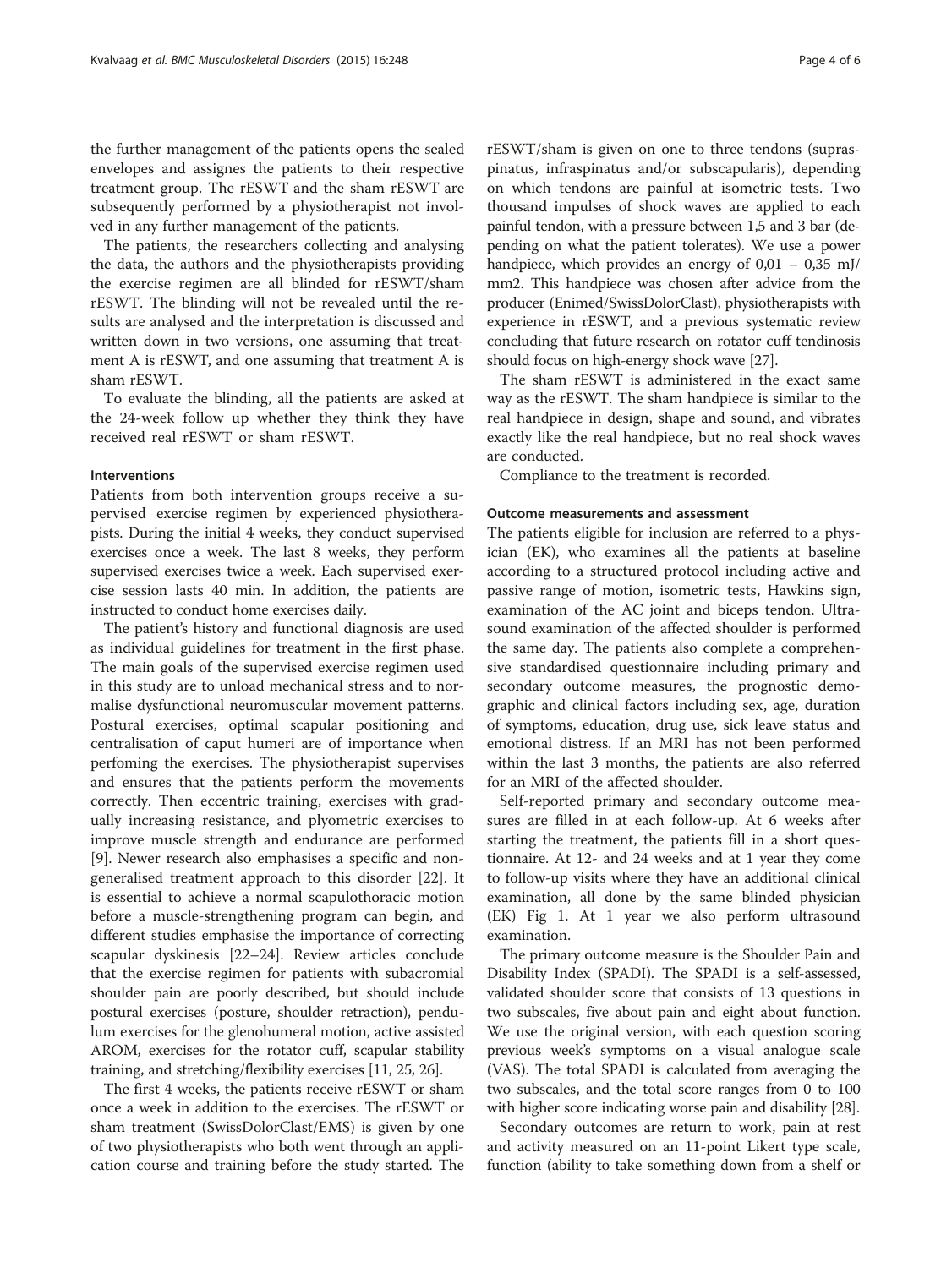the further management of the patients opens the sealed envelopes and assignes the patients to their respective treatment group. The rESWT and the sham rESWT are subsequently performed by a physiotherapist not involved in any further management of the patients.

The patients, the researchers collecting and analysing the data, the authors and the physiotherapists providing the exercise regimen are all blinded for rESWT/sham rESWT. The blinding will not be revealed until the results are analysed and the interpretation is discussed and written down in two versions, one assuming that treatment A is rESWT, and one assuming that treatment A is sham rESWT.

To evaluate the blinding, all the patients are asked at the 24-week follow up whether they think they have received real rESWT or sham rESWT.

#### Interventions

Patients from both intervention groups receive a supervised exercise regimen by experienced physiotherapists. During the initial 4 weeks, they conduct supervised exercises once a week. The last 8 weeks, they perform supervised exercises twice a week. Each supervised exercise session lasts 40 min. In addition, the patients are instructed to conduct home exercises daily.

The patient's history and functional diagnosis are used as individual guidelines for treatment in the first phase. The main goals of the supervised exercise regimen used in this study are to unload mechanical stress and to normalise dysfunctional neuromuscular movement patterns. Postural exercises, optimal scapular positioning and centralisation of caput humeri are of importance when perfoming the exercises. The physiotherapist supervises and ensures that the patients perform the movements correctly. Then eccentric training, exercises with gradually increasing resistance, and plyometric exercises to improve muscle strength and endurance are performed [9]. Newer research also emphasises a specific and non-generalised treatment approach to this disorder [22]. It is essential to achieve a normal scapulothoracic motion before a muscle-strengthening program can begin, and different studies emphasise the importance of correcting scapular dyskinesis [22–24]. Review articles conclude that the exercise regimen for patients with subacromial shoulder pain are poorly described, but should include postural exercises (posture, shoulder retraction), pendulum exercises for the glenohumeral motion, active assisted AROM, exercises for the rotator cuff, scapular stability training, and stretching/flexibility exercises [11, 25, 26].

The first 4 weeks, the patients receive rESWT or sham once a week in addition to the exercises. The rESWT or sham treatment (SwissDolorClast/EMS) is given by one of two physiotherapists who both went through an application course and training before the study started. The rESWT/sham is given on one to three tendons (supraspinatus, infraspinatus and/or subscapularis), depending on which tendons are painful at isometric tests. Two thousand impulses of shock waves are applied to each painful tendon, with a pressure between 1,5 and 3 bar (depending on what the patient tolerates). We use a power handpiece, which provides an energy of 0,01 – 0,35 mJ/mm2. This handpiece was chosen after advice from the producer (Enimed/SwissDolorClast), physiotherapists with experience in rESWT, and a previous systematic review concluding that future research on rotator cuff tendinosis should focus on high-energy shock wave [27].

The sham rESWT is administered in the exact same way as the rESWT. The sham handpiece is similar to the real handpiece in design, shape and sound, and vibrates exactly like the real handpiece, but no real shock waves are conducted.

Compliance to the treatment is recorded.

#### Outcome measurements and assessment

The patients eligible for inclusion are referred to a physician (EK), who examines all the patients at baseline according to a structured protocol including active and passive range of motion, isometric tests, Hawkins sign, examination of the AC joint and biceps tendon. Ultrasound examination of the affected shoulder is performed the same day. The patients also complete a comprehensive standardised questionnaire including primary and secondary outcome measures, the prognostic demographic and clinical factors including sex, age, duration of symptoms, education, drug use, sick leave status and emotional distress. If an MRI has not been performed within the last 3 months, the patients are also referred for an MRI of the affected shoulder.

Self-reported primary and secondary outcome measures are filled in at each follow-up. At 6 weeks after starting the treatment, the patients fill in a short questionnaire. At 12- and 24 weeks and at 1 year they come to follow-up visits where they have an additional clinical examination, all done by the same blinded physician (EK) Fig 1. At 1 year we also perform ultrasound examination.

The primary outcome measure is the Shoulder Pain and Disability Index (SPADI). The SPADI is a self-assessed, validated shoulder score that consists of 13 questions in two subscales, five about pain and eight about function. We use the original version, with each question scoring previous week's symptoms on a visual analogue scale (VAS). The total SPADI is calculated from averaging the two subscales, and the total score ranges from 0 to 100 with higher score indicating worse pain and disability [28].

Secondary outcomes are return to work, pain at rest and activity measured on an 11-point Likert type scale, function (ability to take something down from a shelf or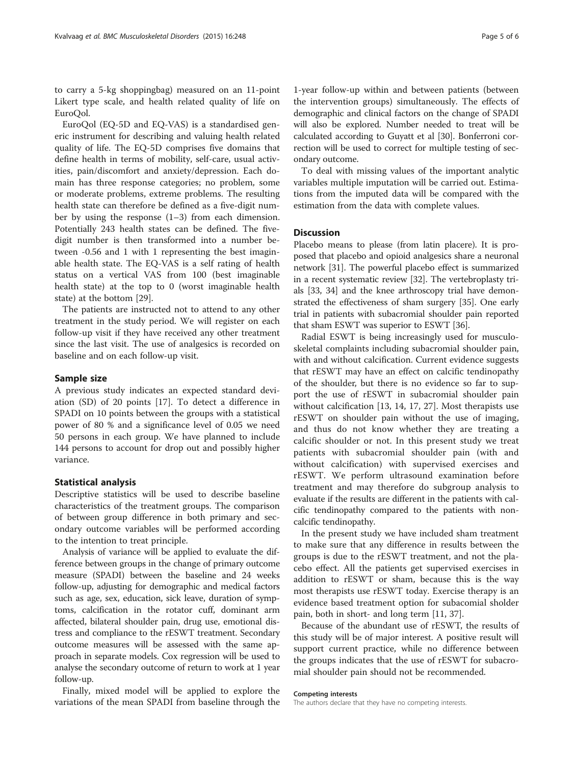to carry a 5-kg shoppingbag) measured on an 11-point Likert type scale, and health related quality of life on EuroQol.

EuroQol (EQ-5D and EQ-VAS) is a standardised generic instrument for describing and valuing health related quality of life. The EQ-5D comprises five domains that define health in terms of mobility, self-care, usual activities, pain/discomfort and anxiety/depression. Each domain has three response categories; no problem, some or moderate problems, extreme problems. The resulting health state can therefore be defined as a five-digit number by using the response (1–3) from each dimension. Potentially 243 health states can be defined. The five-digit number is then transformed into a number between -0.56 and 1 with 1 representing the best imaginable health state. The EQ-VAS is a self rating of health status on a vertical VAS from 100 (best imaginable health state) at the top to 0 (worst imaginable health state) at the bottom [29].

The patients are instructed not to attend to any other treatment in the study period. We will register on each follow-up visit if they have received any other treatment since the last visit. The use of analgesics is recorded on baseline and on each follow-up visit.

### Sample size

A previous study indicates an expected standard deviation (SD) of 20 points [17]. To detect a difference in SPADI on 10 points between the groups with a statistical power of 80 % and a significance level of 0.05 we need 50 persons in each group. We have planned to include 144 persons to account for drop out and possibly higher variance.

### Statistical analysis

Descriptive statistics will be used to describe baseline characteristics of the treatment groups. The comparison of between group difference in both primary and secondary outcome variables will be performed according to the intention to treat principle.

Analysis of variance will be applied to evaluate the difference between groups in the change of primary outcome measure (SPADI) between the baseline and 24 weeks follow-up, adjusting for demographic and medical factors such as age, sex, education, sick leave, duration of symptoms, calcification in the rotator cuff, dominant arm affected, bilateral shoulder pain, drug use, emotional distress and compliance to the rESWT treatment. Secondary outcome measures will be assessed with the same approach in separate models. Cox regression will be used to analyse the secondary outcome of return to work at 1 year follow-up.

Finally, mixed model will be applied to explore the variations of the mean SPADI from baseline through the 1-year follow-up within and between patients (between the intervention groups) simultaneously. The effects of demographic and clinical factors on the change of SPADI will also be explored. Number needed to treat will be calculated according to Guyatt et al [30]. Bonferroni correction will be used to correct for multiple testing of secondary outcome.

To deal with missing values of the important analytic variables multiple imputation will be carried out. Estimations from the imputed data will be compared with the estimation from the data with complete values.

## Discussion

Placebo means to please (from latin placere). It is proposed that placebo and opioid analgesics share a neuronal network [31]. The powerful placebo effect is summarized in a recent systematic review [32]. The vertebroplasty trials [33, 34] and the knee arthroscopy trial have demonstrated the effectiveness of sham surgery [35]. One early trial in patients with subacromial shoulder pain reported that sham ESWT was superior to ESWT [36].

Radial ESWT is being increasingly used for musculoskeletal complaints including subacromial shoulder pain, with and without calcification. Current evidence suggests that rESWT may have an effect on calcific tendinopathy of the shoulder, but there is no evidence so far to support the use of rESWT in subacromial shoulder pain without calcification [13, 14, 17, 27]. Most therapists use rESWT on shoulder pain without the use of imaging, and thus do not know whether they are treating a calcific shoulder or not. In this present study we treat patients with subacromial shoulder pain (with and without calcification) with supervised exercises and rESWT. We perform ultrasound examination before treatment and may therefore do subgroup analysis to evaluate if the results are different in the patients with calcific tendinopathy compared to the patients with non-calcific tendinopathy.

In the present study we have included sham treatment to make sure that any difference in results between the groups is due to the rESWT treatment, and not the placebo effect. All the patients get supervised exercises in addition to rESWT or sham, because this is the way most therapists use rESWT today. Exercise therapy is an evidence based treatment option for subacomial sholder pain, both in short- and long term [11, 37].

Because of the abundant use of rESWT, the results of this study will be of major interest. A positive result will support current practice, while no difference between the groups indicates that the use of rESWT for subacromial shoulder pain should not be recommended.

#### Competing interests

The authors declare that they have no competing interests.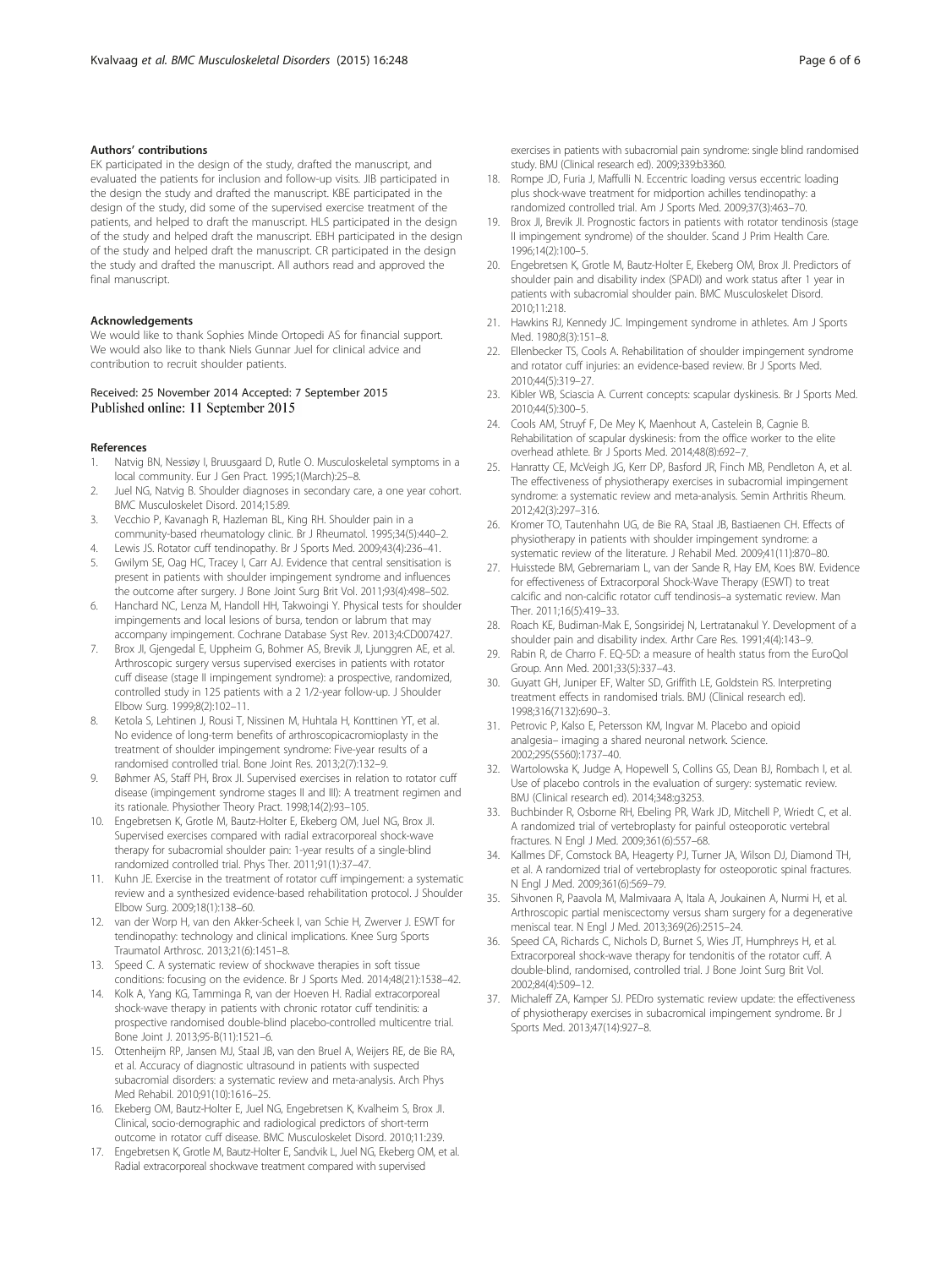#### Authors' contributions

EK participated in the design of the study, drafted the manuscript, and evaluated the patients for inclusion and follow-up visits. JIB participated in the design the study and drafted the manuscript. KBE participated in the design of the study, did some of the supervised exercise treatment of the patients, and helped to draft the manuscript. HLS participated in the design of the study and helped draft the manuscript. EBH participated in the design of the study and helped draft the manuscript. CR participated in the design the study and drafted the manuscript. All authors read and approved the final manuscript.

#### Acknowledgements

We would like to thank Sophies Minde Ortopedi AS for financial support. We would also like to thank Niels Gunnar Juel for clinical advice and contribution to recruit shoulder patients.

Received: 25 November 2014 Accepted: 7 September 2015
Published online: 11 September 2015

#### References

1. Natvig BN, Nessiøy I, Bruusgaard D, Rutle O. Musculoskeletal symptoms in a local community. Eur J Gen Pract. 1995;1(March):25–8.
2. Juel NG, Natvig B. Shoulder diagnoses in secondary care, a one year cohort. BMC Musculoskelet Disord. 2014;15:89.
3. Vecchio P, Kavanagh R, Hazleman BL, King RH. Shoulder pain in a community-based rheumatology clinic. Br J Rheumatol. 1995;34(5):440–2.
4. Lewis JS. Rotator cuff tendinopathy. Br J Sports Med. 2009;43(4):236–41.
5. Gwilym SE, Oag HC, Tracey I, Carr AJ. Evidence that central sensitisation is present in patients with shoulder impingement syndrome and influences the outcome after surgery. J Bone Joint Surg Brit Vol. 2011;93(4):498–502.
6. Hanchard NC, Lenza M, Handoll HH, Takwoingi Y. Physical tests for shoulder impingements and local lesions of bursa, tendon or labrum that may accompany impingement. Cochrane Database Syst Rev. 2013;4:CD007427.
7. Brox JI, Gjengedal E, Uppheim G, Bohmer AS, Brevik JI, Ljunggren AE, et al. Arthroscopic surgery versus supervised exercises in patients with rotator cuff disease (stage II impingement syndrome): a prospective, randomized, controlled study in 125 patients with a 2 1/2-year follow-up. J Shoulder Elbow Surg. 1999;8(2):102–11.
8. Ketola S, Lehtinen J, Rousi T, Nissinen M, Huhtala H, Konttinen YT, et al. No evidence of long-term benefits of arthroscopicacromioplasty in the treatment of shoulder impingement syndrome: Five-year results of a randomised controlled trial. Bone Joint Res. 2013;2(7):132–9.
9. Bøhmer AS, Staff PH, Brox JI. Supervised exercises in relation to rotator cuff disease (impingement syndrome stages II and III): A treatment regimen and its rationale. Physiother Theory Pract. 1998;14(2):93–105.
10. Engebretsen K, Grotle M, Bautz-Holter E, Ekeberg OM, Juel NG, Brox JI. Supervised exercises compared with radial extracorporeal shock-wave therapy for subacromial shoulder pain: 1-year results of a single-blind randomized controlled trial. Phys Ther. 2011;91(1):37–47.
11. Kuhn JE. Exercise in the treatment of rotator cuff impingement: a systematic review and a synthesized evidence-based rehabilitation protocol. J Shoulder Elbow Surg. 2009;18(1):138–60.
12. van der Worp H, van den Akker-Scheek I, van Schie H, Zwerver J. ESWT for tendinopathy: technology and clinical implications. Knee Surg Sports Traumatol Arthrosc. 2013;21(6):1451–8.
13. Speed C. A systematic review of shockwave therapies in soft tissue conditions: focusing on the evidence. Br J Sports Med. 2014;48(21):1538–42.
14. Kolk A, Yang KG, Tamminga R, van der Hoeven H. Radial extracorporeal shock-wave therapy in patients with chronic rotator cuff tendinitis: a prospective randomised double-blind placebo-controlled multicentre trial. Bone Joint J. 2013;95-B(11):1521–6.
15. Ottenheijm RP, Jansen MJ, Staal JB, van den Bruel A, Weijers RE, de Bie RA, et al. Accuracy of diagnostic ultrasound in patients with suspected subacromial disorders: a systematic review and meta-analysis. Arch Phys Med Rehabil. 2010;91(10):1616–25.
16. Ekeberg OM, Bautz-Holter E, Juel NG, Engebretsen K, Kvalheim S, Brox JI. Clinical, socio-demographic and radiological predictors of short-term outcome in rotator cuff disease. BMC Musculoskelet Disord. 2010;11:239.
17. Engebretsen K, Grotle M, Bautz-Holter E, Sandvik L, Juel NG, Ekeberg OM, et al. Radial extracorporeal shockwave treatment compared with supervised exercises in patients with subacromial pain syndrome: single blind randomised study. BMJ (Clinical research ed). 2009;339:b3360.
18. Rompe JD, Furia J, Maffulli N. Eccentric loading versus eccentric loading plus shock-wave treatment for midportion achilles tendinopathy: a randomized controlled trial. Am J Sports Med. 2009;37(3):463–70.
19. Brox JI, Brevik JI. Prognostic factors in patients with rotator tendinosis (stage II impingement syndrome) of the shoulder. Scand J Prim Health Care. 1996;14(2):100–5.
20. Engebretsen K, Grotle M, Bautz-Holter E, Ekeberg OM, Brox JI. Predictors of shoulder pain and disability index (SPADI) and work status after 1 year in patients with subacromial shoulder pain. BMC Musculoskelet Disord. 2010;11:218.
21. Hawkins RJ, Kennedy JC. Impingement syndrome in athletes. Am J Sports Med. 1980;8(3):151–8.
22. Ellenbecker TS, Cools A. Rehabilitation of shoulder impingement syndrome and rotator cuff injuries: an evidence-based review. Br J Sports Med. 2010;44(5):319–27.
23. Kibler WB, Sciascia A. Current concepts: scapular dyskinesis. Br J Sports Med. 2010;44(5):300–5.
24. Cools AM, Struyf F, De Mey K, Maenhout A, Castelein B, Cagnie B. Rehabilitation of scapular dyskinesis: from the office worker to the elite overhead athlete. Br J Sports Med. 2014;48(8):692–7.
25. Hanratty CE, McVeigh JG, Kerr DP, Basford JR, Finch MB, Pendleton A, et al. The effectiveness of physiotherapy exercises in subacromial impingement syndrome: a systematic review and meta-analysis. Semin Arthritis Rheum. 2012;42(3):297–316.
26. Kromer TO, Tautenhahn UG, de Bie RA, Staal JB, Bastiaenen CH. Effects of physiotherapy in patients with shoulder impingement syndrome: a systematic review of the literature. J Rehabil Med. 2009;41(11):870–80.
27. Huisstede BM, Gebremariam L, van der Sande R, Hay EM, Koes BW. Evidence for effectiveness of Extracorporal Shock-Wave Therapy (ESWT) to treat calcific and non-calcific rotator cuff tendinosis–a systematic review. Man Ther. 2011;16(5):419–33.
28. Roach KE, Budiman-Mak E, Songsiridej N, Lertratanakul Y. Development of a shoulder pain and disability index. Arthr Care Res. 1991;4(4):143–9.
29. Rabin R, de Charro F. EQ-5D: a measure of health status from the EuroQol Group. Ann Med. 2001;33(5):337–43.
30. Guyatt GH, Juniper EF, Walter SD, Griffith LE, Goldstein RS. Interpreting treatment effects in randomised trials. BMJ (Clinical research ed). 1998;316(7132):690–3.
31. Petrovic P, Kalso E, Petersson KM, Ingvar M. Placebo and opioid analgesia– imaging a shared neuronal network. Science. 2002;295(5560):1737–40.
32. Wartolowska K, Judge A, Hopewell S, Collins GS, Dean BJ, Rombach I, et al. Use of placebo controls in the evaluation of surgery: systematic review. BMJ (Clinical research ed). 2014;348:g3253.
33. Buchbinder R, Osborne RH, Ebeling PR, Wark JD, Mitchell P, Wriedt C, et al. A randomized trial of vertebroplasty for painful osteoporotic vertebral fractures. N Engl J Med. 2009;361(6):557–68.
34. Kallmes DF, Comstock BA, Heagerty PJ, Turner JA, Wilson DJ, Diamond TH, et al. A randomized trial of vertebroplasty for osteoporotic spinal fractures. N Engl J Med. 2009;361(6):569–79.
35. Sihvonen R, Paavola M, Malmivaara A, Itala A, Joukainen A, Nurmi H, et al. Arthroscopic partial meniscectomy versus sham surgery for a degenerative meniscal tear. N Engl J Med. 2013;369(26):2515–24.
36. Speed CA, Richards C, Nichols D, Burnet S, Wies JT, Humphreys H, et al. Extracorporeal shock-wave therapy for tendonitis of the rotator cuff. A double-blind, randomised, controlled trial. J Bone Joint Surg Brit Vol. 2002;84(4):509–12.
37. Michaleff ZA, Kamper SJ. PEDro systematic review update: the effectiveness of physiotherapy exercises in subacromical impingement syndrome. Br J Sports Med. 2013;47(14):927–8.